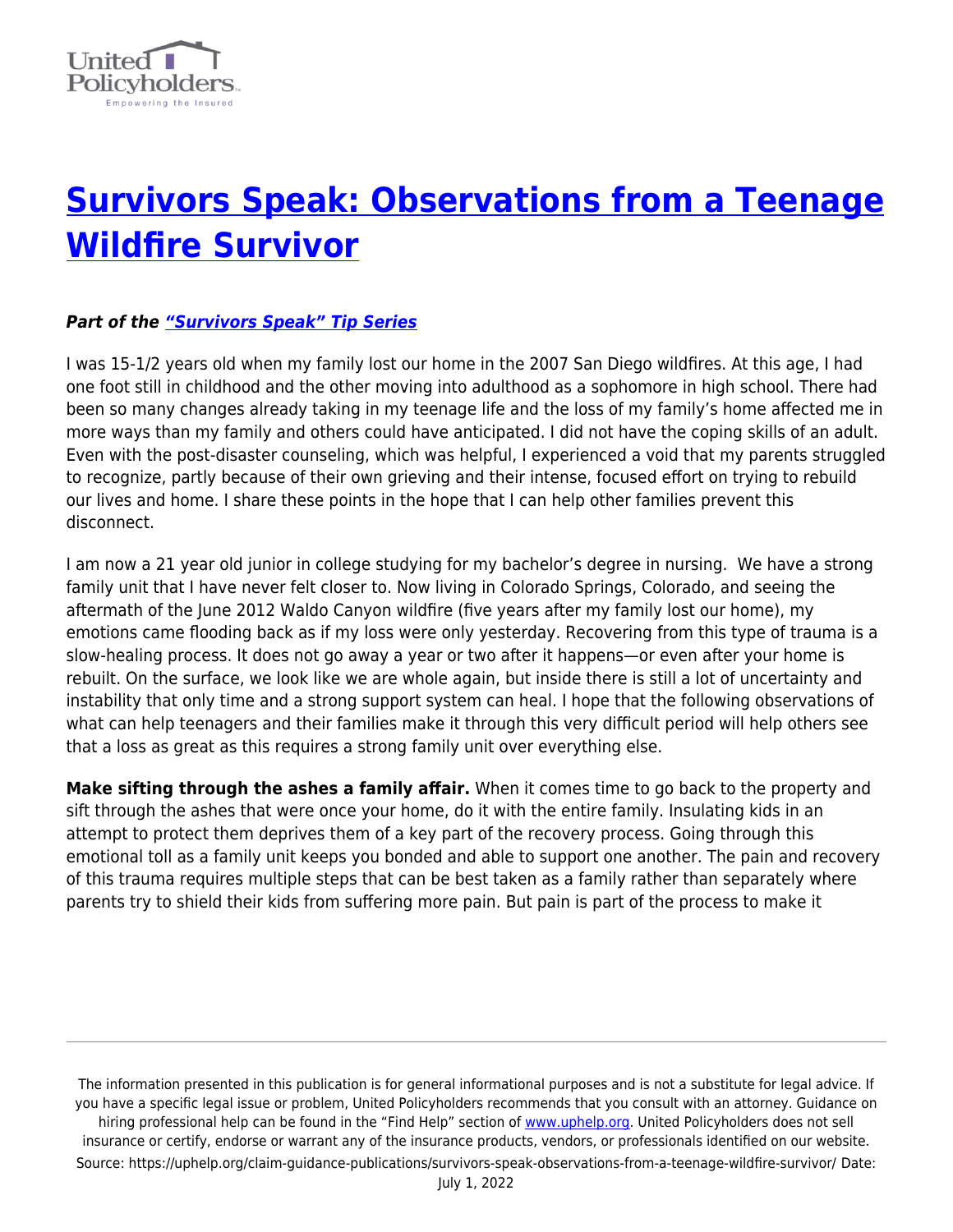# Survivors Speak: Observations from a Teenage Wildfire Survivor

***Part of the "Survivors Speak" Tip Series***

I was 15-1/2 years old when my family lost our home in the 2007 San Diego wildfires. At this age, I had one foot still in childhood and the other moving into adulthood as a sophomore in high school. There had been so many changes already taking in my teenage life and the loss of my family's home affected me in more ways than my family and others could have anticipated. I did not have the coping skills of an adult. Even with the post-disaster counseling, which was helpful, I experienced a void that my parents struggled to recognize, partly because of their own grieving and their intense, focused effort on trying to rebuild our lives and home. I share these points in the hope that I can help other families prevent this disconnect.

I am now a 21 year old junior in college studying for my bachelor's degree in nursing. We have a strong family unit that I have never felt closer to. Now living in Colorado Springs, Colorado, and seeing the aftermath of the June 2012 Waldo Canyon wildfire (five years after my family lost our home), my emotions came flooding back as if my loss were only yesterday. Recovering from this type of trauma is a slow-healing process. It does not go away a year or two after it happens—or even after your home is rebuilt. On the surface, we look like we are whole again, but inside there is still a lot of uncertainty and instability that only time and a strong support system can heal. I hope that the following observations of what can help teenagers and their families make it through this very difficult period will help others see that a loss as great as this requires a strong family unit over everything else.

**Make sifting through the ashes a family affair.** When it comes time to go back to the property and sift through the ashes that were once your home, do it with the entire family. Insulating kids in an attempt to protect them deprives them of a key part of the recovery process. Going through this emotional toll as a family unit keeps you bonded and able to support one another. The pain and recovery of this trauma requires multiple steps that can be best taken as a family rather than separately where parents try to shield their kids from suffering more pain. But pain is part of the process to make it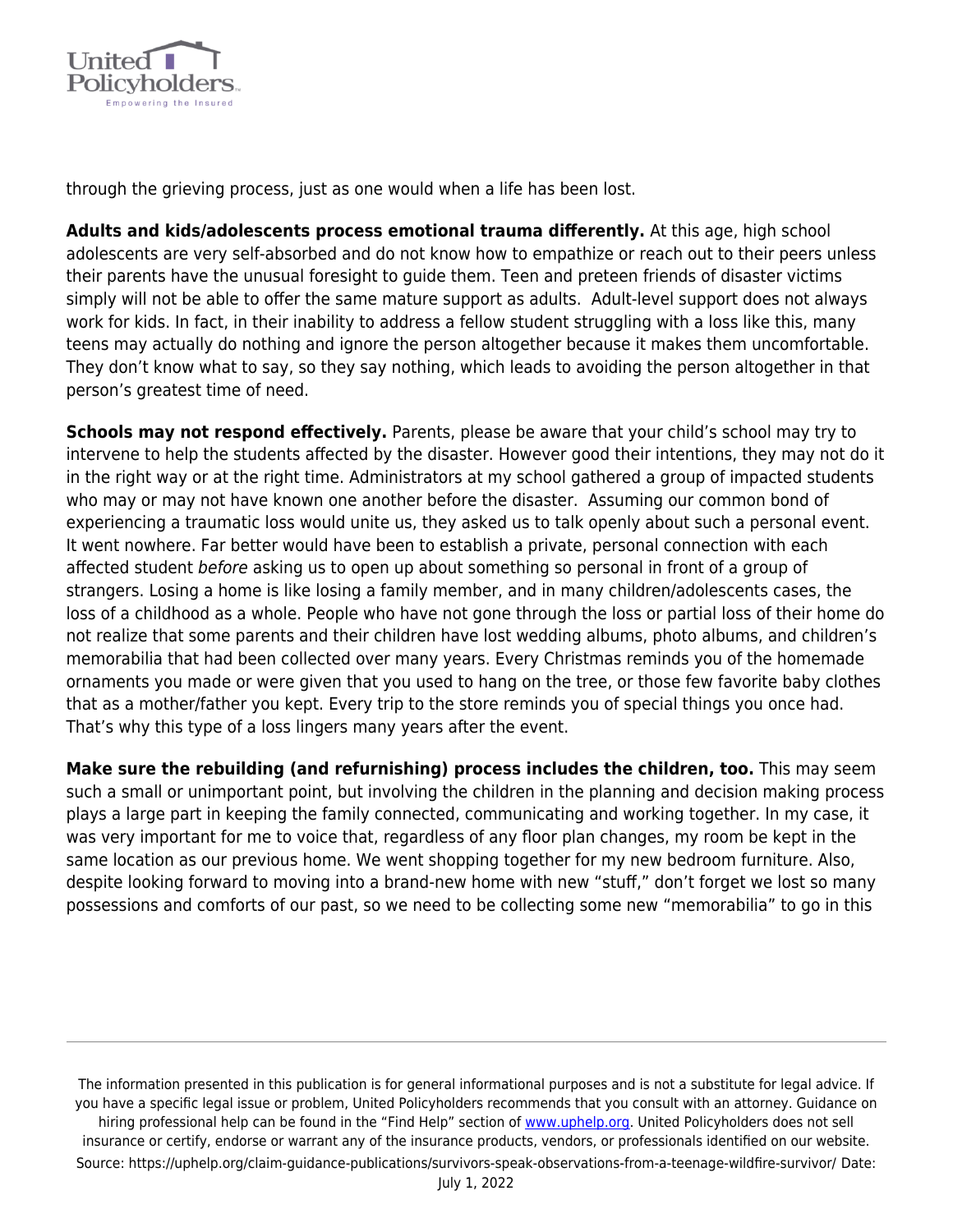through the grieving process, just as one would when a life has been lost.

**Adults and kids/adolescents process emotional trauma differently.** At this age, high school adolescents are very self-absorbed and do not know how to empathize or reach out to their peers unless their parents have the unusual foresight to guide them. Teen and preteen friends of disaster victims simply will not be able to offer the same mature support as adults. Adult-level support does not always work for kids. In fact, in their inability to address a fellow student struggling with a loss like this, many teens may actually do nothing and ignore the person altogether because it makes them uncomfortable. They don't know what to say, so they say nothing, which leads to avoiding the person altogether in that person's greatest time of need.

**Schools may not respond effectively.** Parents, please be aware that your child's school may try to intervene to help the students affected by the disaster. However good their intentions, they may not do it in the right way or at the right time. Administrators at my school gathered a group of impacted students who may or may not have known one another before the disaster. Assuming our common bond of experiencing a traumatic loss would unite us, they asked us to talk openly about such a personal event. It went nowhere. Far better would have been to establish a private, personal connection with each affected student *before* asking us to open up about something so personal in front of a group of strangers. Losing a home is like losing a family member, and in many children/adolescents cases, the loss of a childhood as a whole. People who have not gone through the loss or partial loss of their home do not realize that some parents and their children have lost wedding albums, photo albums, and children's memorabilia that had been collected over many years. Every Christmas reminds you of the homemade ornaments you made or were given that you used to hang on the tree, or those few favorite baby clothes that as a mother/father you kept. Every trip to the store reminds you of special things you once had. That's why this type of a loss lingers many years after the event.

**Make sure the rebuilding (and refurnishing) process includes the children, too.** This may seem such a small or unimportant point, but involving the children in the planning and decision making process plays a large part in keeping the family connected, communicating and working together. In my case, it was very important for me to voice that, regardless of any floor plan changes, my room be kept in the same location as our previous home. We went shopping together for my new bedroom furniture. Also, despite looking forward to moving into a brand-new home with new "stuff," don't forget we lost so many possessions and comforts of our past, so we need to be collecting some new "memorabilia" to go in this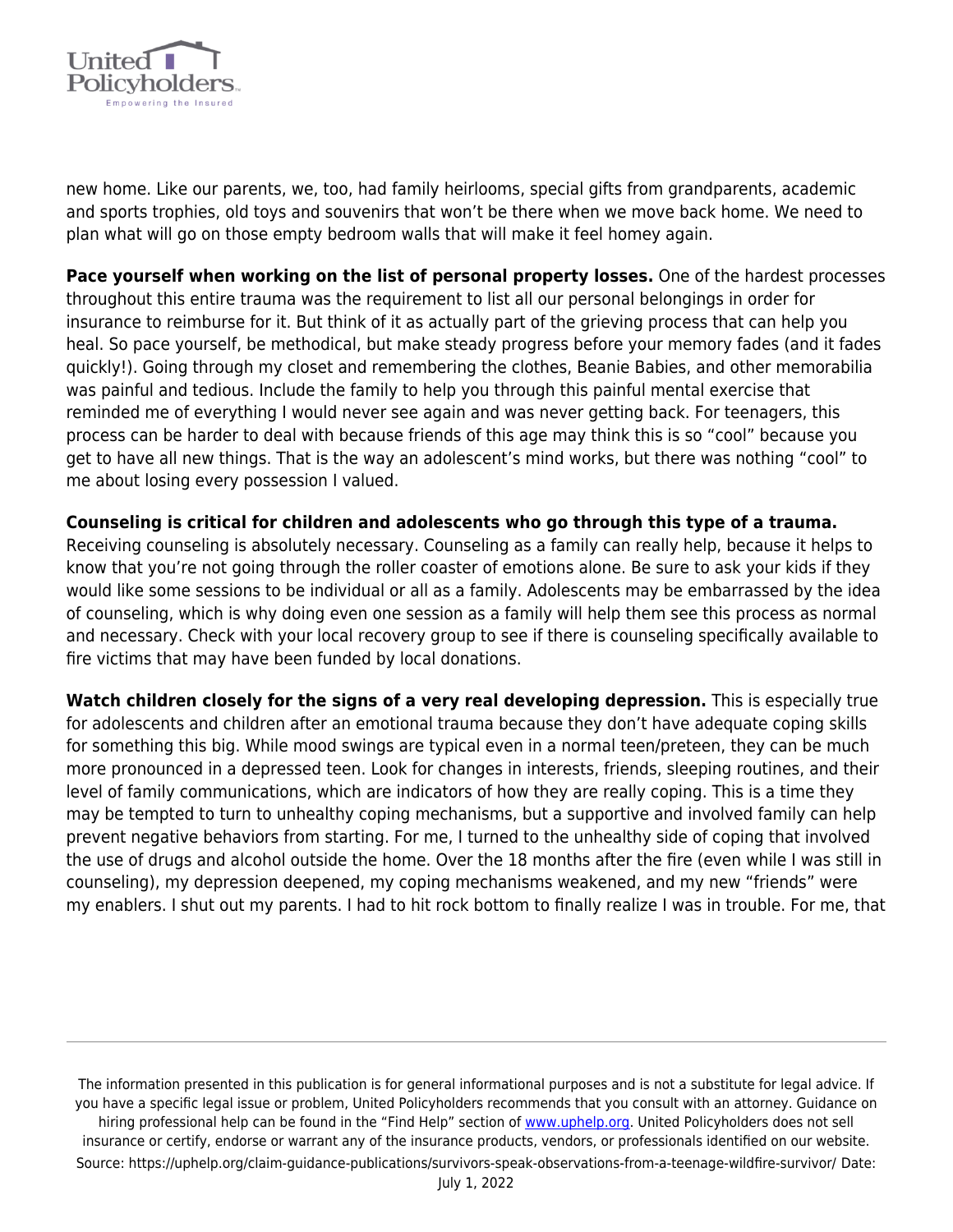new home. Like our parents, we, too, had family heirlooms, special gifts from grandparents, academic and sports trophies, old toys and souvenirs that won't be there when we move back home. We need to plan what will go on those empty bedroom walls that will make it feel homey again.

**Pace yourself when working on the list of personal property losses.** One of the hardest processes throughout this entire trauma was the requirement to list all our personal belongings in order for insurance to reimburse for it. But think of it as actually part of the grieving process that can help you heal. So pace yourself, be methodical, but make steady progress before your memory fades (and it fades quickly!). Going through my closet and remembering the clothes, Beanie Babies, and other memorabilia was painful and tedious. Include the family to help you through this painful mental exercise that reminded me of everything I would never see again and was never getting back. For teenagers, this process can be harder to deal with because friends of this age may think this is so "cool" because you get to have all new things. That is the way an adolescent's mind works, but there was nothing "cool" to me about losing every possession I valued.

**Counseling is critical for children and adolescents who go through this type of a trauma.** Receiving counseling is absolutely necessary. Counseling as a family can really help, because it helps to know that you're not going through the roller coaster of emotions alone. Be sure to ask your kids if they would like some sessions to be individual or all as a family. Adolescents may be embarrassed by the idea of counseling, which is why doing even one session as a family will help them see this process as normal and necessary. Check with your local recovery group to see if there is counseling specifically available to fire victims that may have been funded by local donations.

**Watch children closely for the signs of a very real developing depression.** This is especially true for adolescents and children after an emotional trauma because they don't have adequate coping skills for something this big. While mood swings are typical even in a normal teen/preteen, they can be much more pronounced in a depressed teen. Look for changes in interests, friends, sleeping routines, and their level of family communications, which are indicators of how they are really coping. This is a time they may be tempted to turn to unhealthy coping mechanisms, but a supportive and involved family can help prevent negative behaviors from starting. For me, I turned to the unhealthy side of coping that involved the use of drugs and alcohol outside the home. Over the 18 months after the fire (even while I was still in counseling), my depression deepened, my coping mechanisms weakened, and my new "friends" were my enablers. I shut out my parents. I had to hit rock bottom to finally realize I was in trouble. For me, that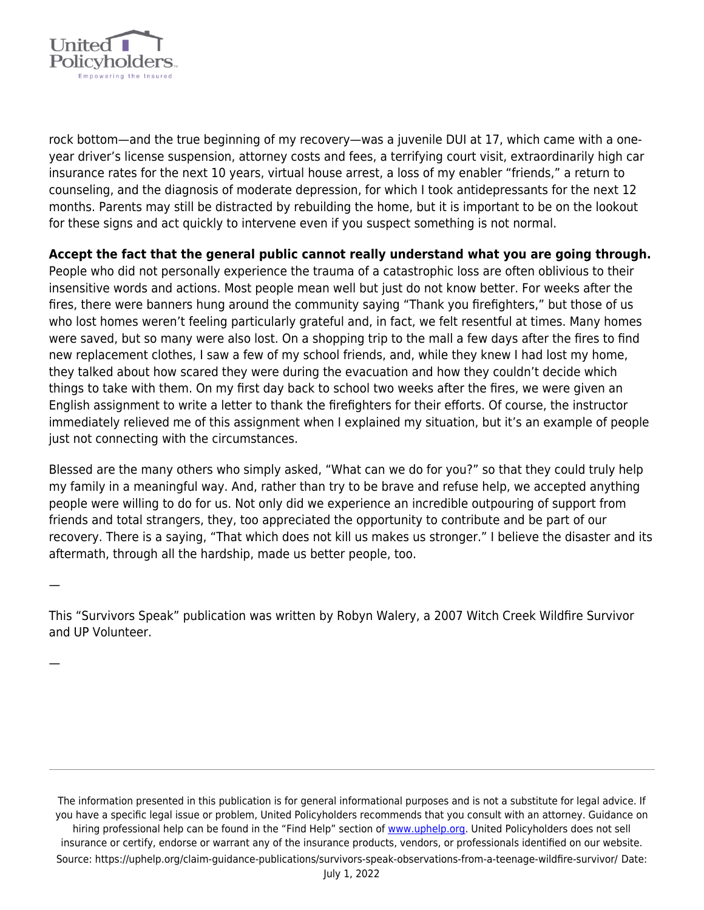rock bottom—and the true beginning of my recovery—was a juvenile DUI at 17, which came with a one-year driver's license suspension, attorney costs and fees, a terrifying court visit, extraordinarily high car insurance rates for the next 10 years, virtual house arrest, a loss of my enabler "friends," a return to counseling, and the diagnosis of moderate depression, for which I took antidepressants for the next 12 months. Parents may still be distracted by rebuilding the home, but it is important to be on the lookout for these signs and act quickly to intervene even if you suspect something is not normal.

**Accept the fact that the general public cannot really understand what you are going through.** People who did not personally experience the trauma of a catastrophic loss are often oblivious to their insensitive words and actions. Most people mean well but just do not know better. For weeks after the fires, there were banners hung around the community saying "Thank you firefighters," but those of us who lost homes weren't feeling particularly grateful and, in fact, we felt resentful at times. Many homes were saved, but so many were also lost. On a shopping trip to the mall a few days after the fires to find new replacement clothes, I saw a few of my school friends, and, while they knew I had lost my home, they talked about how scared they were during the evacuation and how they couldn't decide which things to take with them. On my first day back to school two weeks after the fires, we were given an English assignment to write a letter to thank the firefighters for their efforts. Of course, the instructor immediately relieved me of this assignment when I explained my situation, but it's an example of people just not connecting with the circumstances.

Blessed are the many others who simply asked, "What can we do for you?" so that they could truly help my family in a meaningful way. And, rather than try to be brave and refuse help, we accepted anything people were willing to do for us. Not only did we experience an incredible outpouring of support from friends and total strangers, they, too appreciated the opportunity to contribute and be part of our recovery. There is a saying, "That which does not kill us makes us stronger." I believe the disaster and its aftermath, through all the hardship, made us better people, too.

—

This "Survivors Speak" publication was written by Robyn Walery, a 2007 Witch Creek Wildfire Survivor and UP Volunteer.

—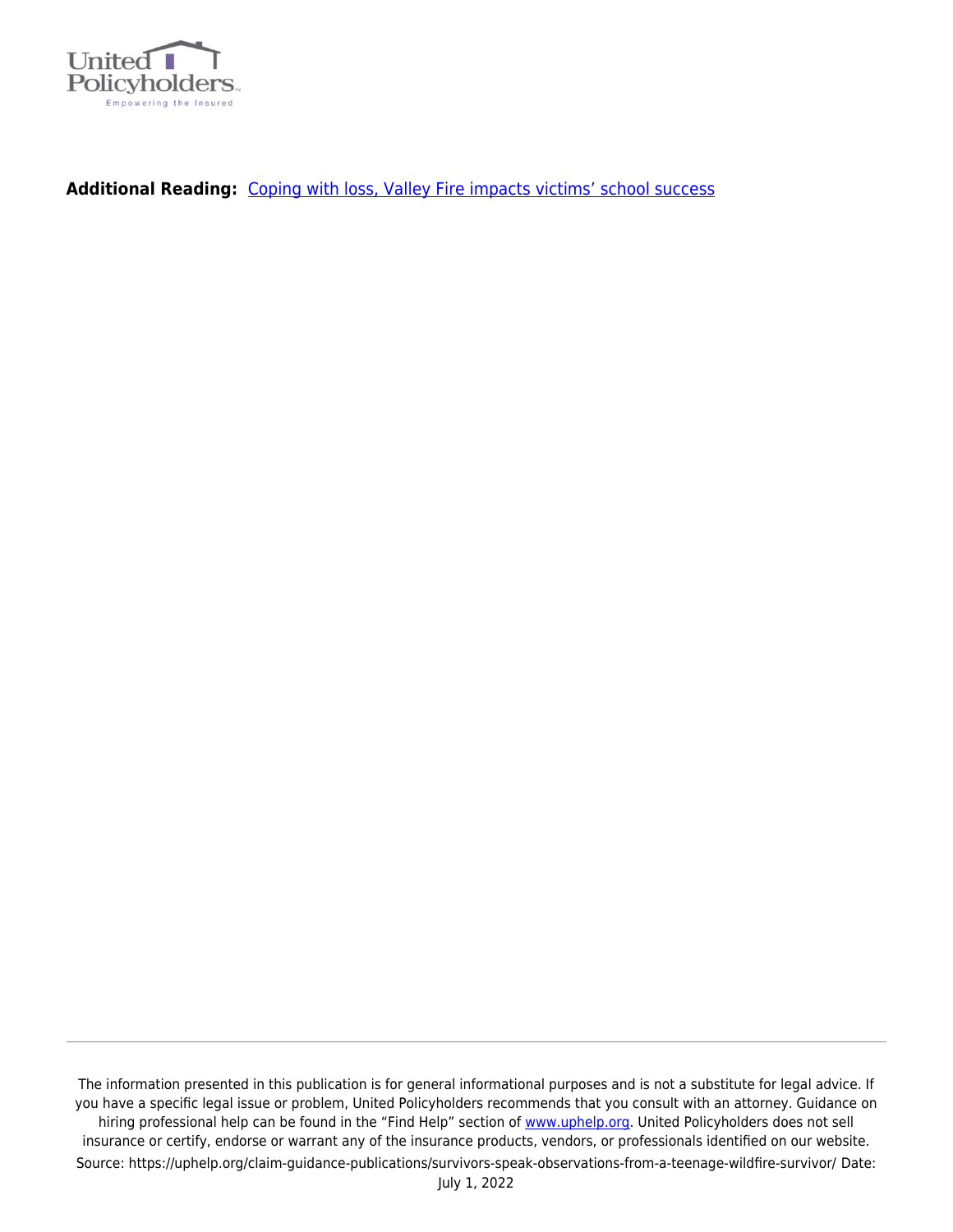**Additional Reading:** Coping with loss, Valley Fire impacts victims' school success

---

The information presented in this publication is for general informational purposes and is not a substitute for legal advice. If you have a specific legal issue or problem, United Policyholders recommends that you consult with an attorney. Guidance on hiring professional help can be found in the "Find Help" section of www.uphelp.org. United Policyholders does not sell insurance or certify, endorse or warrant any of the insurance products, vendors, or professionals identified on our website.

Source: https://uphelp.org/claim-guidance-publications/survivors-speak-observations-from-a-teenage-wildfire-survivor/ Date: July 1, 2022